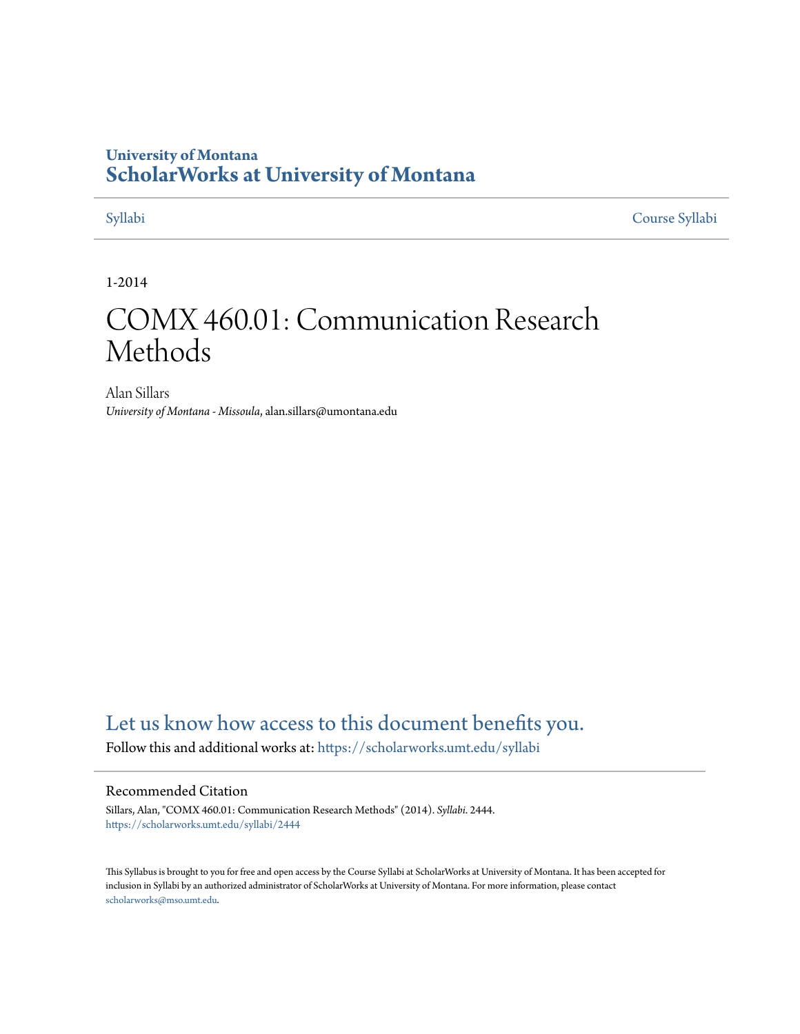University of Montana
# ScholarWorks at University of Montana

Syllabi | Course Syllabi

1-2014

# COMX 460.01: Communication Research Methods

Alan Sillars
*University of Montana - Missoula*, alan.sillars@umontana.edu

## Let us know how access to this document benefits you.

Follow this and additional works at: https://scholarworks.umt.edu/syllabi

### Recommended Citation

Sillars, Alan, "COMX 460.01: Communication Research Methods" (2014). *Syllabi*. 2444.
https://scholarworks.umt.edu/syllabi/2444

This Syllabus is brought to you for free and open access by the Course Syllabi at ScholarWorks at University of Montana. It has been accepted for inclusion in Syllabi by an authorized administrator of ScholarWorks at University of Montana. For more information, please contact scholarworks@mso.umt.edu.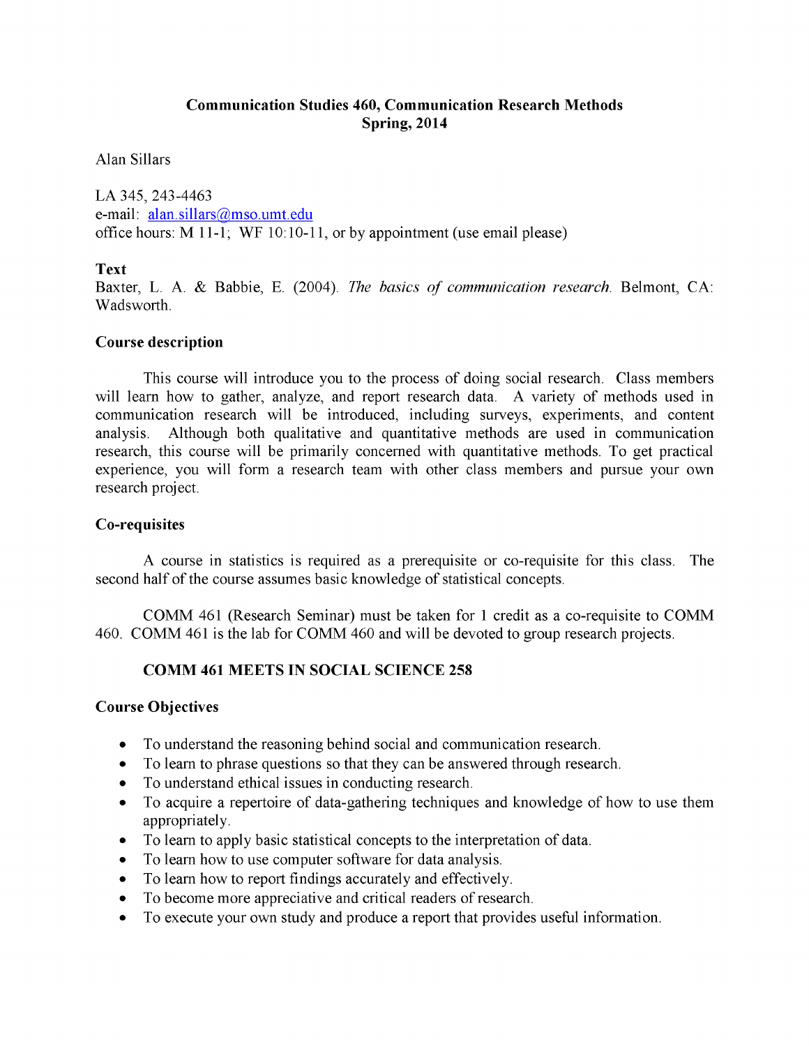**Communication Studies 460, Communication Research Methods**
**Spring, 2014**

Alan Sillars

LA 345, 243-4463
e-mail: alan.sillars@mso.umt.edu
office hours: M 11-1; WF 10:10-11, or by appointment (use email please)

**Text**
Baxter, L. A. & Babbie, E. (2004). *The basics of communication research*. Belmont, CA: Wadsworth.

**Course description**

This course will introduce you to the process of doing social research. Class members will learn how to gather, analyze, and report research data. A variety of methods used in communication research will be introduced, including surveys, experiments, and content analysis. Although both qualitative and quantitative methods are used in communication research, this course will be primarily concerned with quantitative methods. To get practical experience, you will form a research team with other class members and pursue your own research project.

**Co-requisites**

A course in statistics is required as a prerequisite or co-requisite for this class. The second half of the course assumes basic knowledge of statistical concepts.

COMM 461 (Research Seminar) must be taken for 1 credit as a co-requisite to COMM 460. COMM 461 is the lab for COMM 460 and will be devoted to group research projects.

**COMM 461 MEETS IN SOCIAL SCIENCE 258**

**Course Objectives**

- To understand the reasoning behind social and communication research.
- To learn to phrase questions so that they can be answered through research.
- To understand ethical issues in conducting research.
- To acquire a repertoire of data-gathering techniques and knowledge of how to use them appropriately.
- To learn to apply basic statistical concepts to the interpretation of data.
- To learn how to use computer software for data analysis.
- To learn how to report findings accurately and effectively.
- To become more appreciative and critical readers of research.
- To execute your own study and produce a report that provides useful information.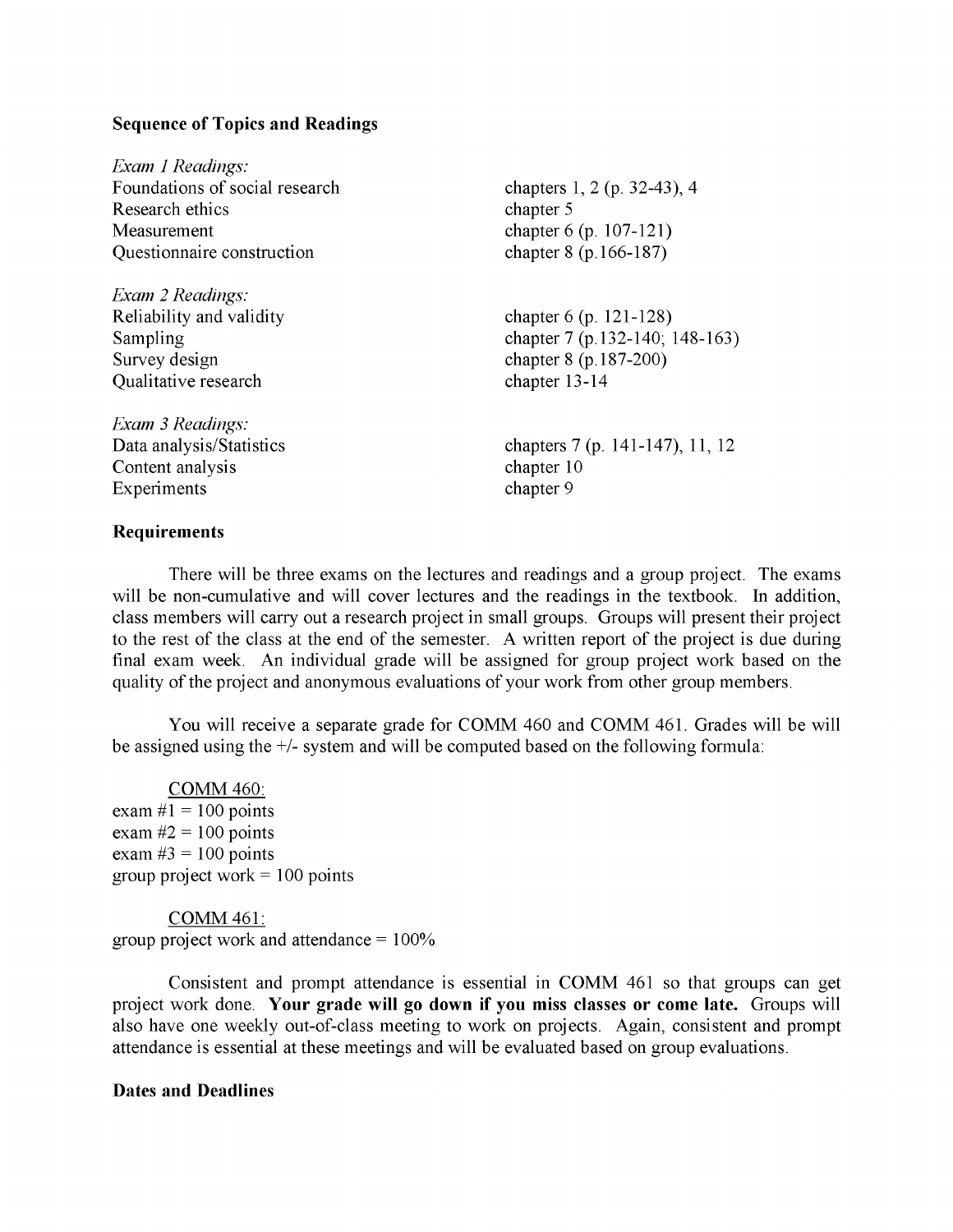### Sequence of Topics and Readings

| *Exam 1 Readings:* | |
|---|---|
| Foundations of social research | chapters 1, 2 (p. 32-43), 4 |
| Research ethics | chapter 5 |
| Measurement | chapter 6 (p. 107-121) |
| Questionnaire construction | chapter 8 (p.166-187) |
| *Exam 2 Readings:* | |
| Reliability and validity | chapter 6 (p. 121-128) |
| Sampling | chapter 7 (p.132-140; 148-163) |
| Survey design | chapter 8 (p.187-200) |
| Qualitative research | chapter 13-14 |
| *Exam 3 Readings:* | |
| Data analysis/Statistics | chapters 7 (p. 141-147), 11, 12 |
| Content analysis | chapter 10 |
| Experiments | chapter 9 |

### Requirements

There will be three exams on the lectures and readings and a group project. The exams will be non-cumulative and will cover lectures and the readings in the textbook. In addition, class members will carry out a research project in small groups. Groups will present their project to the rest of the class at the end of the semester. A written report of the project is due during final exam week. An individual grade will be assigned for group project work based on the quality of the project and anonymous evaluations of your work from other group members.

You will receive a separate grade for COMM 460 and COMM 461. Grades will be will be assigned using the +/- system and will be computed based on the following formula:

<u>COMM 460:</u>
exam #1 = 100 points
exam #2 = 100 points
exam #3 = 100 points
group project work = 100 points

<u>COMM 461:</u>
group project work and attendance = 100%

Consistent and prompt attendance is essential in COMM 461 so that groups can get project work done. **Your grade will go down if you miss classes or come late.** Groups will also have one weekly out-of-class meeting to work on projects. Again, consistent and prompt attendance is essential at these meetings and will be evaluated based on group evaluations.

### Dates and Deadlines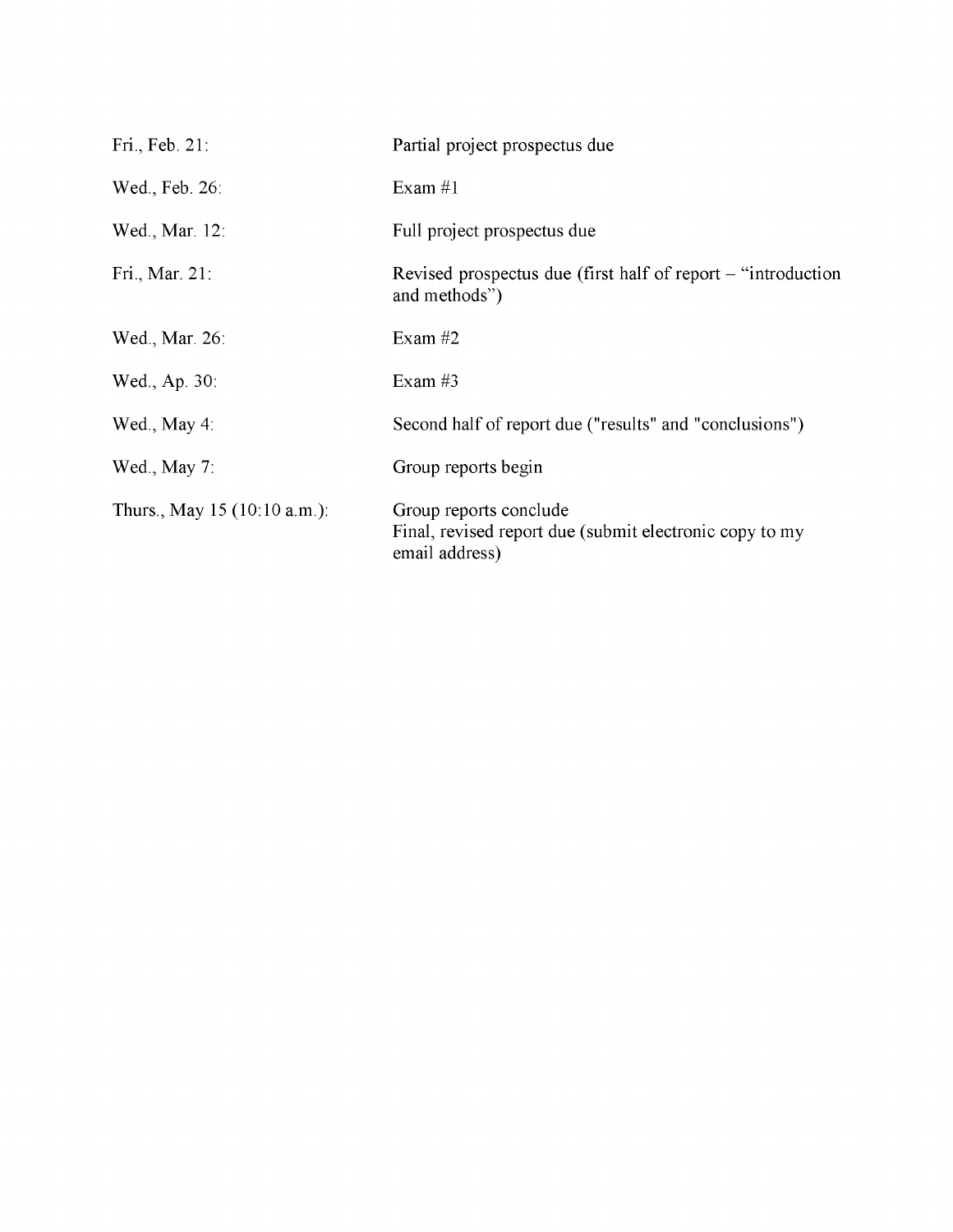| | |
|---|---|
| Fri., Feb. 21: | Partial project prospectus due |
| Wed., Feb. 26: | Exam #1 |
| Wed., Mar. 12: | Full project prospectus due |
| Fri., Mar. 21: | Revised prospectus due (first half of report – "introduction and methods") |
| Wed., Mar. 26: | Exam #2 |
| Wed., Ap. 30: | Exam #3 |
| Wed., May 4: | Second half of report due ("results" and "conclusions") |
| Wed., May 7: | Group reports begin |
| Thurs., May 15 (10:10 a.m.): | Group reports conclude<br>Final, revised report due (submit electronic copy to my email address) |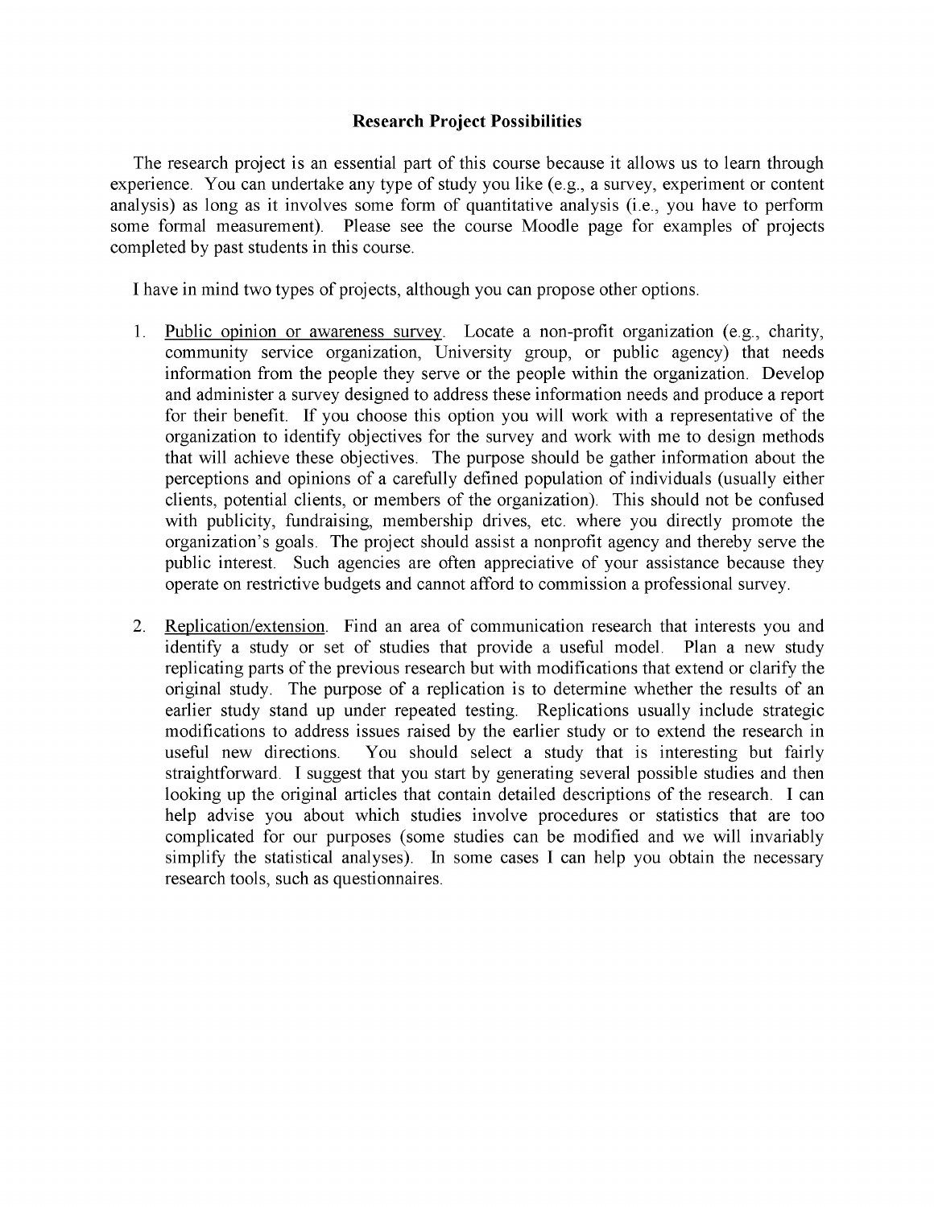# Research Project Possibilities

The research project is an essential part of this course because it allows us to learn through experience. You can undertake any type of study you like (e.g., a survey, experiment or content analysis) as long as it involves some form of quantitative analysis (i.e., you have to perform some formal measurement). Please see the course Moodle page for examples of projects completed by past students in this course.

I have in mind two types of projects, although you can propose other options.

1. Public opinion or awareness survey. Locate a non-profit organization (e.g., charity, community service organization, University group, or public agency) that needs information from the people they serve or the people within the organization. Develop and administer a survey designed to address these information needs and produce a report for their benefit. If you choose this option you will work with a representative of the organization to identify objectives for the survey and work with me to design methods that will achieve these objectives. The purpose should be gather information about the perceptions and opinions of a carefully defined population of individuals (usually either clients, potential clients, or members of the organization). This should not be confused with publicity, fundraising, membership drives, etc. where you directly promote the organization's goals. The project should assist a nonprofit agency and thereby serve the public interest. Such agencies are often appreciative of your assistance because they operate on restrictive budgets and cannot afford to commission a professional survey.

2. Replication/extension. Find an area of communication research that interests you and identify a study or set of studies that provide a useful model. Plan a new study replicating parts of the previous research but with modifications that extend or clarify the original study. The purpose of a replication is to determine whether the results of an earlier study stand up under repeated testing. Replications usually include strategic modifications to address issues raised by the earlier study or to extend the research in useful new directions. You should select a study that is interesting but fairly straightforward. I suggest that you start by generating several possible studies and then looking up the original articles that contain detailed descriptions of the research. I can help advise you about which studies involve procedures or statistics that are too complicated for our purposes (some studies can be modified and we will invariably simplify the statistical analyses). In some cases I can help you obtain the necessary research tools, such as questionnaires.